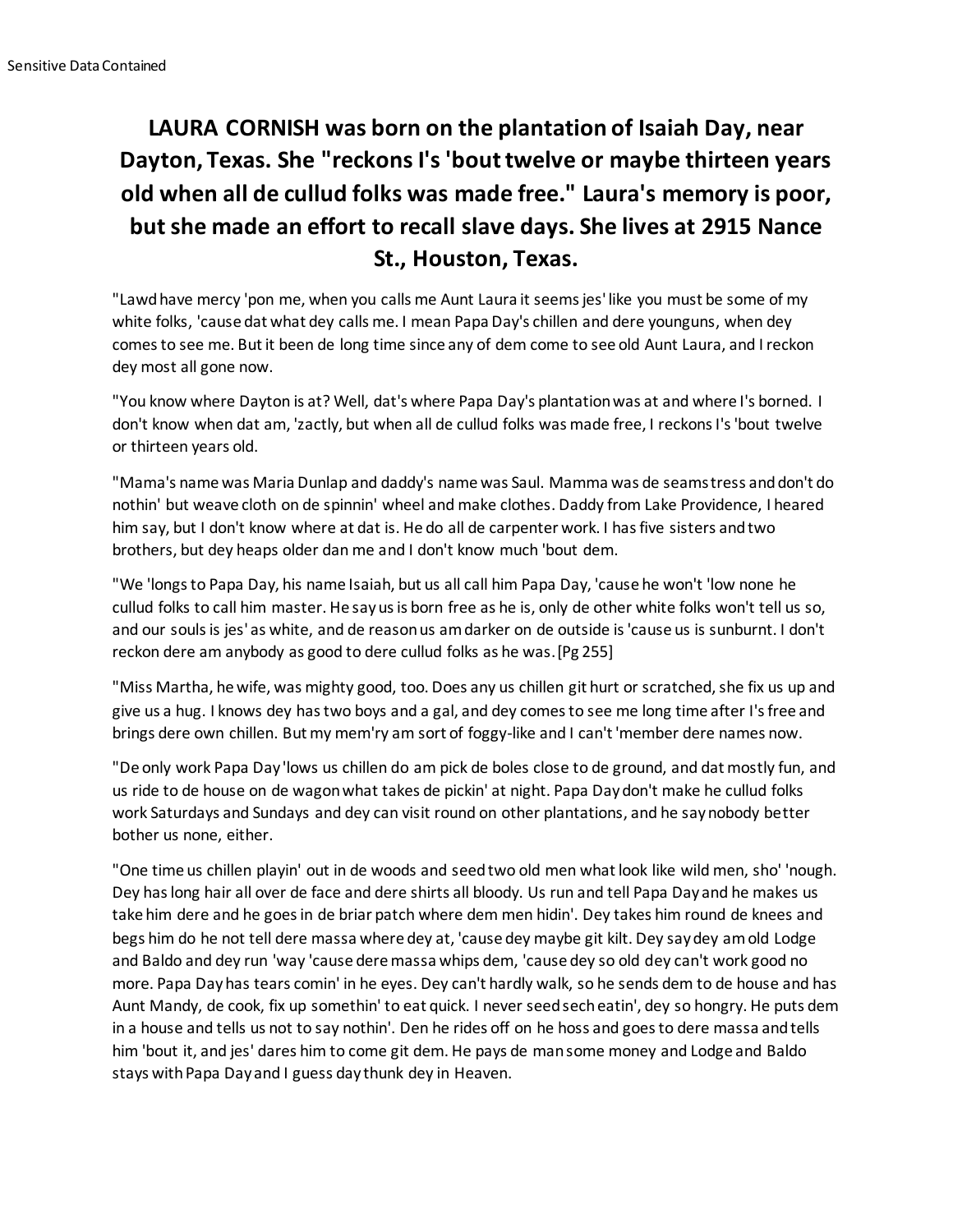# LAURA CORNISH was born on the plantation of Isaiah Day, near Dayton, Texas. She "reckons I's 'bout twelve or maybe thirteen years old when all de cullud folks was made free." Laura's memory is poor, but she made an effort to recall slave days. She lives at 2915 Nance St., Houston, Texas.

"Lawd have mercy 'pon me, when you calls me Aunt Laura it seems jes' like you must be some of my white folks, 'cause dat what dey calls me. I mean Papa Day's chillen and dere younguns, when dey comes to see me. But it been de long time since any of dem come to see old Aunt Laura, and I reckon dey most all gone now.

"You know where Dayton is at? Well, dat's where Papa Day's plantation was at and where I's borned. I don't know when dat am, 'zactly, but when all de cullud folks was made free, I reckons I's 'bout twelve or thirteen years old.

"Mama's name was Maria Dunlap and daddy's name was Saul. Mamma was de seamstress and don't do nothin' but weave cloth on de spinnin' wheel and make clothes. Daddy from Lake Providence, I heared him say, but I don't know where at dat is. He do all de carpenter work. I has five sisters and two brothers, but dey heaps older dan me and I don't know much 'bout dem.

"We 'longs to Papa Day, his name Isaiah, but us all call him Papa Day, 'cause he won't 'low none he cullud folks to call him master. He say us is born free as he is, only de other white folks won't tell us so, and our souls is jes' as white, and de reason us am darker on de outside is 'cause us is sunburnt. I don't reckon dere am anybody as good to dere cullud folks as he was. [Pg 255]

"Miss Martha, he wife, was mighty good, too. Does any us chillen git hurt or scratched, she fix us up and give us a hug. I knows dey has two boys and a gal, and dey comes to see me long time after I's free and brings dere own chillen. But my mem'ry am sort of foggy-like and I can't 'member dere names now.

"De only work Papa Day 'lows us chillen do am pick de boles close to de ground, and dat mostly fun, and us ride to de house on de wagon what takes de pickin' at night. Papa Day don't make he cullud folks work Saturdays and Sundays and dey can visit round on other plantations, and he say nobody better bother us none, either.

"One time us chillen playin' out in de woods and seed two old men what look like wild men, sho' 'nough. Dey has long hair all over de face and dere shirts all bloody. Us run and tell Papa Day and he makes us take him dere and he goes in de briar patch where dem men hidin'. Dey takes him round de knees and begs him do he not tell dere massa where dey at, 'cause dey maybe git kilt. Dey say dey am old Lodge and Baldo and dey run 'way 'cause dere massa whips dem, 'cause dey so old dey can't work good no more. Papa Day has tears comin' in he eyes. Dey can't hardly walk, so he sends dem to de house and has Aunt Mandy, de cook, fix up somethin' to eat quick. I never seed sech eatin', dey so hongry. He puts dem in a house and tells us not to say nothin'. Den he rides off on he hoss and goes to dere massa and tells him 'bout it, and jes' dares him to come git dem. He pays de man some money and Lodge and Baldo stays with Papa Day and I guess day thunk dey in Heaven.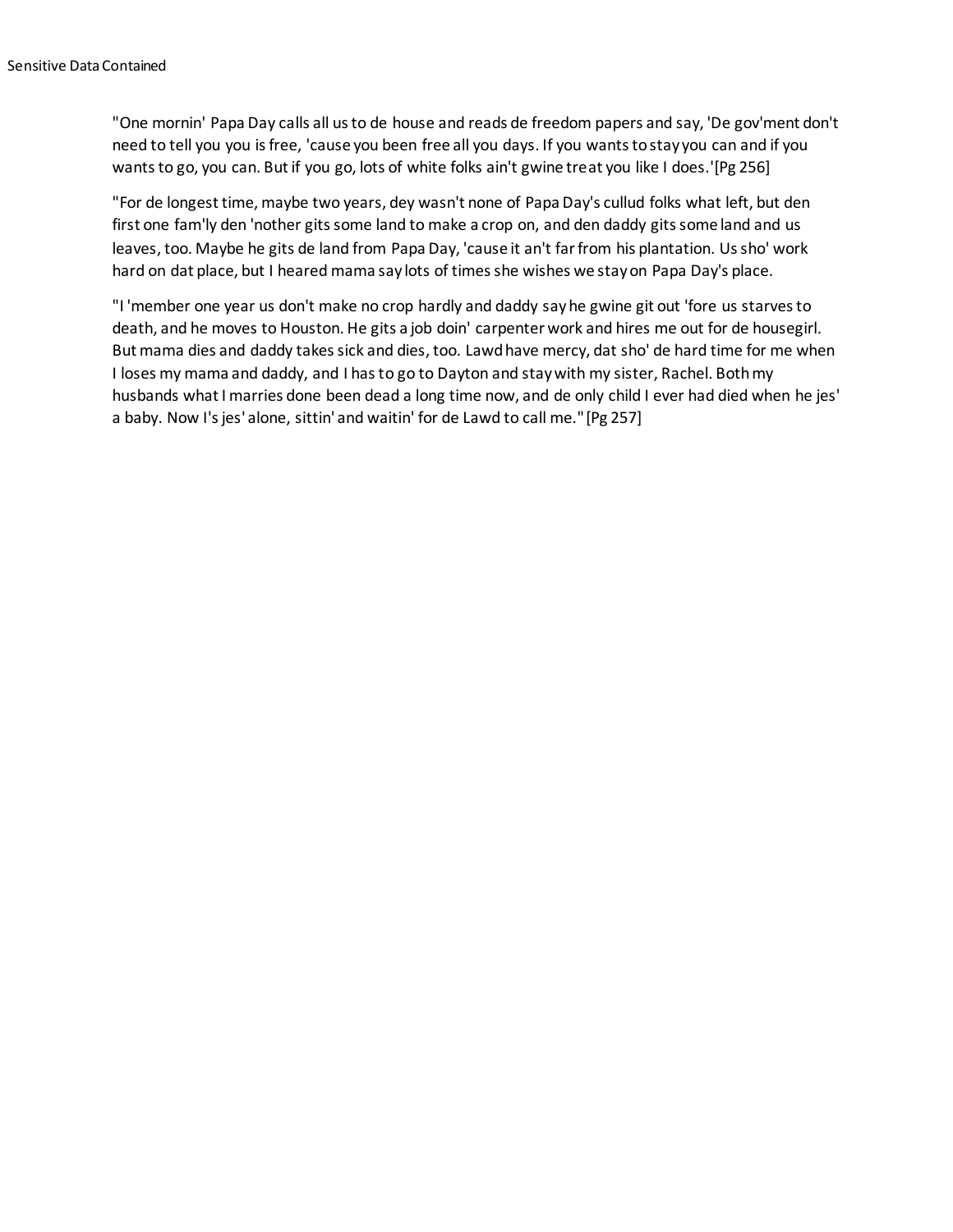"One mornin' Papa Day calls all us to de house and reads de freedom papers and say, 'De gov'ment don't need to tell you you is free, 'cause you been free all you days. If you wants to stay you can and if you wants to go, you can. But if you go, lots of white folks ain't gwine treat you like I does.'[Pg 256]

"For de longest time, maybe two years, dey wasn't none of Papa Day's cullud folks what left, but den first one fam'ly den 'nother gits some land to make a crop on, and den daddy gits some land and us leaves, too. Maybe he gits de land from Papa Day, 'cause it an't far from his plantation. Us sho' work hard on dat place, but I heared mama say lots of times she wishes we stay on Papa Day's place.

"I 'member one year us don't make no crop hardly and daddy say he gwine git out 'fore us starves to death, and he moves to Houston. He gits a job doin' carpenter work and hires me out for de housegirl. But mama dies and daddy takes sick and dies, too. Lawd have mercy, dat sho' de hard time for me when I loses my mama and daddy, and I has to go to Dayton and stay with my sister, Rachel. Both my husbands what I marries done been dead a long time now, and de only child I ever had died when he jes' a baby. Now I's jes' alone, sittin' and waitin' for de Lawd to call me."[Pg 257]